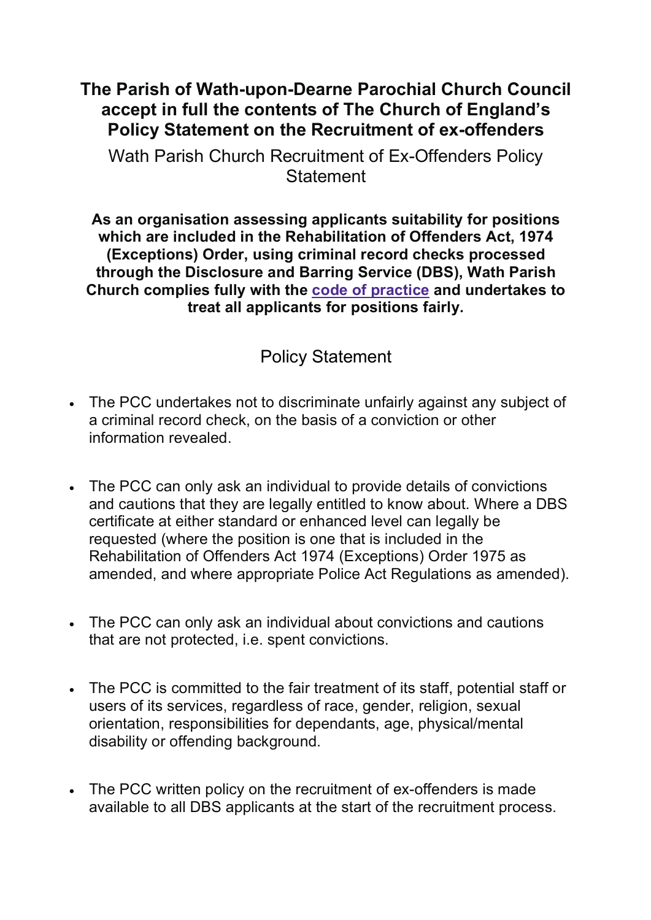# The Parish of Wath-upon-Dearne Parochial Church Council accept in full the contents of The Church of England's Policy Statement on the Recruitment of ex-offenders

Wath Parish Church Recruitment of Ex-Offenders Policy Statement

**As an organisation assessing applicants suitability for positions which are included in the Rehabilitation of Offenders Act, 1974 (Exceptions) Order, using criminal record checks processed through the Disclosure and Barring Service (DBS), Wath Parish Church complies fully with the code of practice and undertakes to treat all applicants for positions fairly.**

## Policy Statement

- The PCC undertakes not to discriminate unfairly against any subject of a criminal record check, on the basis of a conviction or other information revealed.
- The PCC can only ask an individual to provide details of convictions and cautions that they are legally entitled to know about. Where a DBS certificate at either standard or enhanced level can legally be requested (where the position is one that is included in the Rehabilitation of Offenders Act 1974 (Exceptions) Order 1975 as amended, and where appropriate Police Act Regulations as amended).
- The PCC can only ask an individual about convictions and cautions that are not protected, i.e. spent convictions.
- The PCC is committed to the fair treatment of its staff, potential staff or users of its services, regardless of race, gender, religion, sexual orientation, responsibilities for dependants, age, physical/mental disability or offending background.
- The PCC written policy on the recruitment of ex-offenders is made available to all DBS applicants at the start of the recruitment process.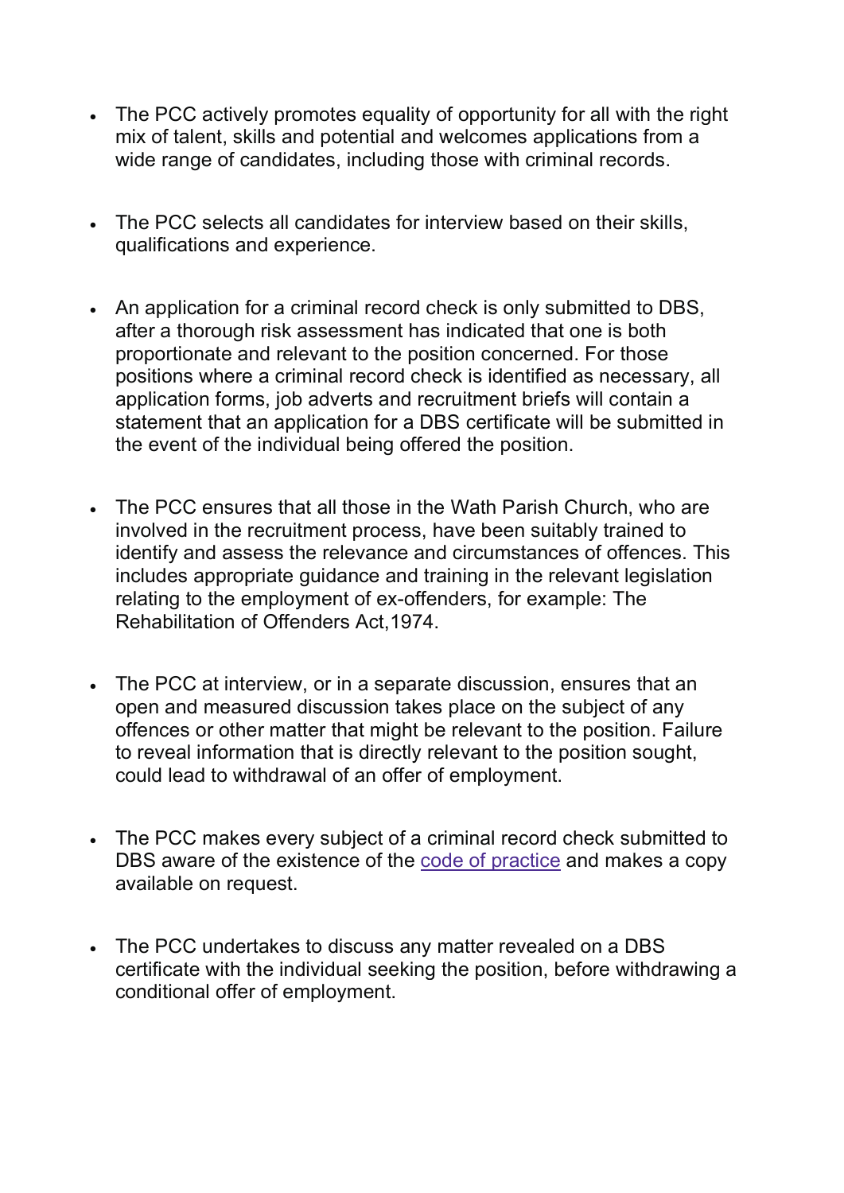- The PCC actively promotes equality of opportunity for all with the right mix of talent, skills and potential and welcomes applications from a wide range of candidates, including those with criminal records.

- The PCC selects all candidates for interview based on their skills, qualifications and experience.

- An application for a criminal record check is only submitted to DBS, after a thorough risk assessment has indicated that one is both proportionate and relevant to the position concerned. For those positions where a criminal record check is identified as necessary, all application forms, job adverts and recruitment briefs will contain a statement that an application for a DBS certificate will be submitted in the event of the individual being offered the position.

- The PCC ensures that all those in the Wath Parish Church, who are involved in the recruitment process, have been suitably trained to identify and assess the relevance and circumstances of offences. This includes appropriate guidance and training in the relevant legislation relating to the employment of ex-offenders, for example: The Rehabilitation of Offenders Act,1974.

- The PCC at interview, or in a separate discussion, ensures that an open and measured discussion takes place on the subject of any offences or other matter that might be relevant to the position. Failure to reveal information that is directly relevant to the position sought, could lead to withdrawal of an offer of employment.

- The PCC makes every subject of a criminal record check submitted to DBS aware of the existence of the code of practice and makes a copy available on request.

- The PCC undertakes to discuss any matter revealed on a DBS certificate with the individual seeking the position, before withdrawing a conditional offer of employment.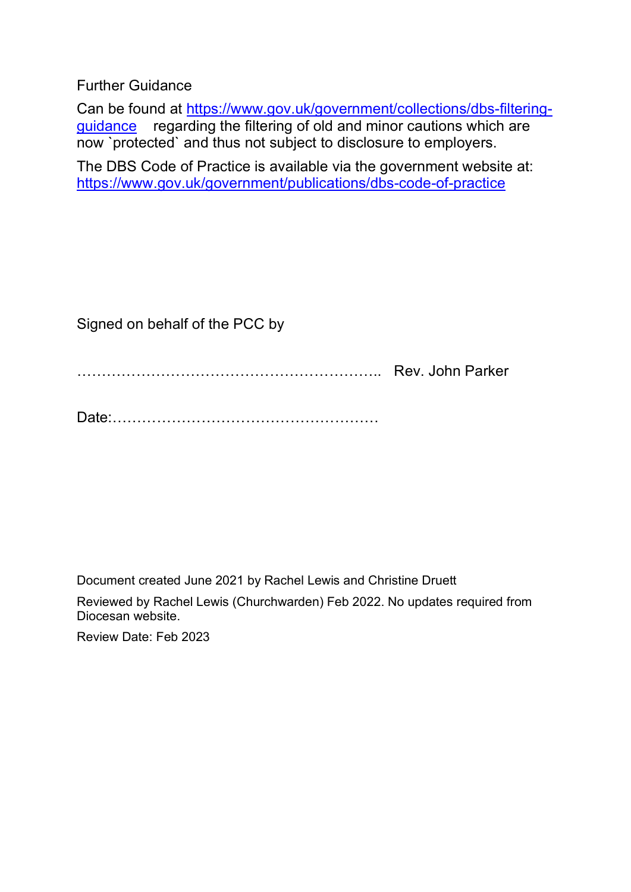Further Guidance

Can be found at [https://www.gov.uk/government/collections/dbs-filtering-guidance](https://www.gov.uk/government/collections/dbs-filtering-guidance) regarding the filtering of old and minor cautions which are now `protected` and thus not subject to disclosure to employers.

The DBS Code of Practice is available via the government website at: [https://www.gov.uk/government/publications/dbs-code-of-practice](https://www.gov.uk/government/publications/dbs-code-of-practice)

Signed on behalf of the PCC by

…………………………………………………….. Rev. John Parker

Date:………………………………………………

Document created June 2021 by Rachel Lewis and Christine Druett

Reviewed by Rachel Lewis (Churchwarden) Feb 2022. No updates required from Diocesan website.

Review Date: Feb 2023